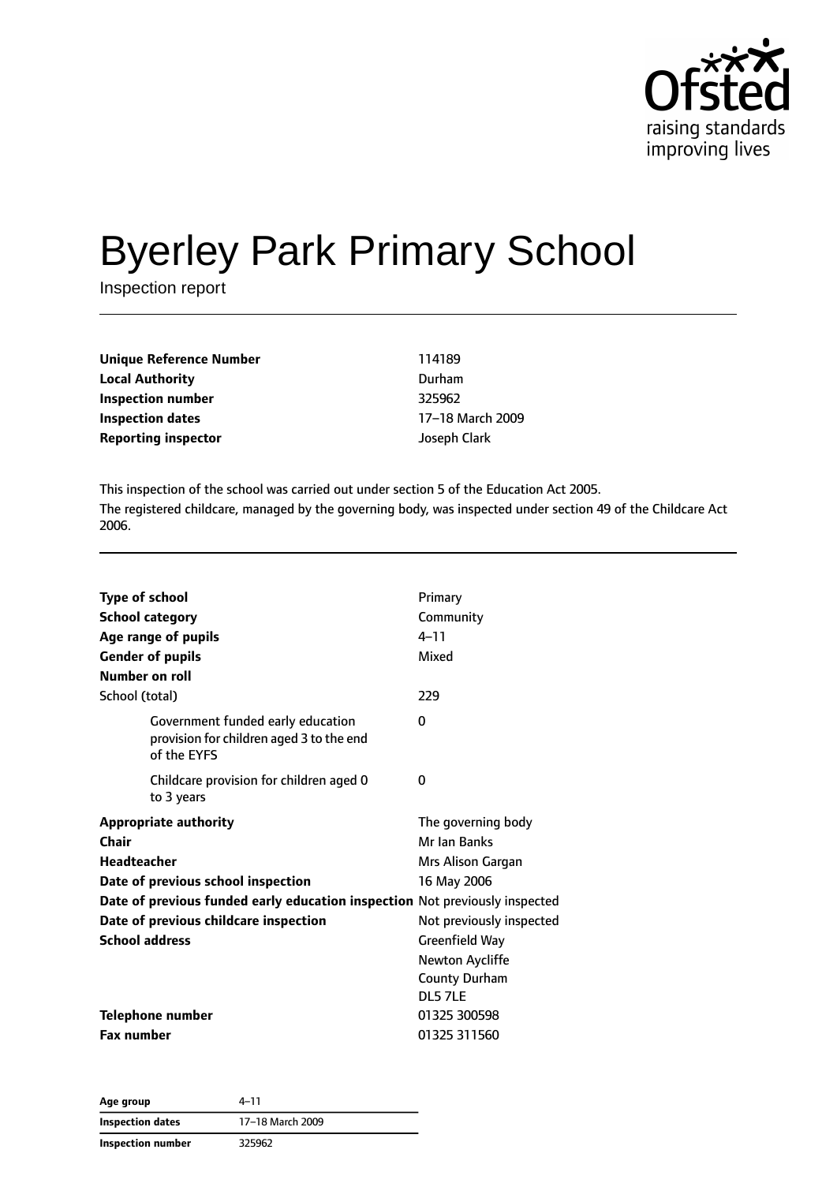# Byerley Park Primary School

Inspection report

| | |
|---|---|
| **Unique Reference Number** | 114189 |
| **Local Authority** | Durham |
| **Inspection number** | 325962 |
| **Inspection dates** | 17–18 March 2009 |
| **Reporting inspector** | Joseph Clark |

This inspection of the school was carried out under section 5 of the Education Act 2005.

The registered childcare, managed by the governing body, was inspected under section 49 of the Childcare Act 2006.

| | |
|---|---|
| **Type of school** | Primary |
| **School category** | Community |
| **Age range of pupils** | 4–11 |
| **Gender of pupils** | Mixed |
| **Number on roll** | |
| School (total) | 229 |
| Government funded early education provision for children aged 3 to the end of the EYFS | 0 |
| Childcare provision for children aged 0 to 3 years | 0 |
| **Appropriate authority** | The governing body |
| **Chair** | Mr Ian Banks |
| **Headteacher** | Mrs Alison Gargan |
| **Date of previous school inspection** | 16 May 2006 |
| **Date of previous funded early education inspection** | Not previously inspected |
| **Date of previous childcare inspection** | Not previously inspected |
| **School address** | Greenfield Way<br>Newton Aycliffe<br>County Durham<br>DL5 7LE |
| **Telephone number** | 01325 300598 |
| **Fax number** | 01325 311560 |

| | |
|---|---|
| **Age group** | 4–11 |
| **Inspection dates** | 17–18 March 2009 |
| **Inspection number** | 325962 |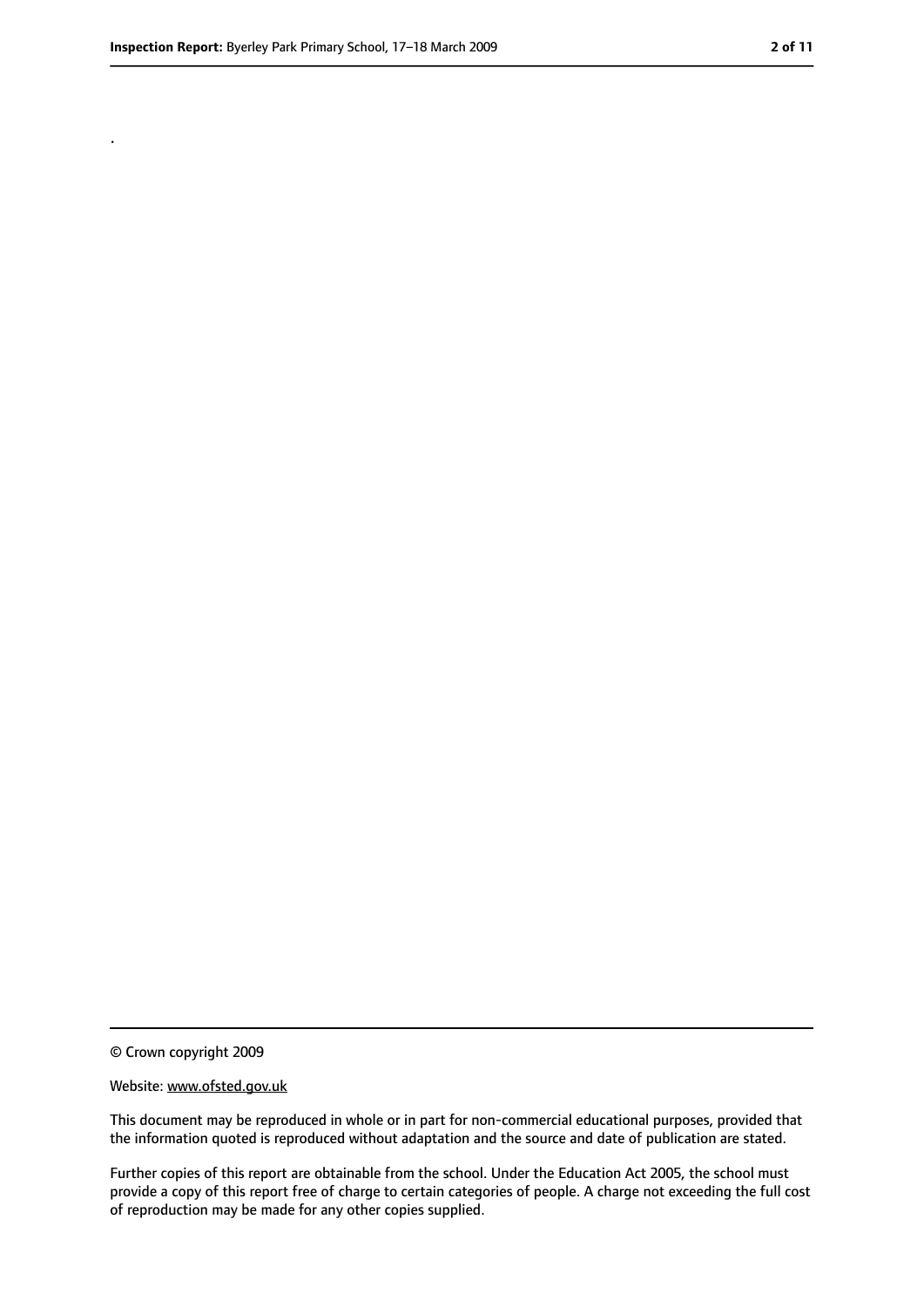.

© Crown copyright 2009

Website: www.ofsted.gov.uk

This document may be reproduced in whole or in part for non-commercial educational purposes, provided that the information quoted is reproduced without adaptation and the source and date of publication are stated.

Further copies of this report are obtainable from the school. Under the Education Act 2005, the school must provide a copy of this report free of charge to certain categories of people. A charge not exceeding the full cost of reproduction may be made for any other copies supplied.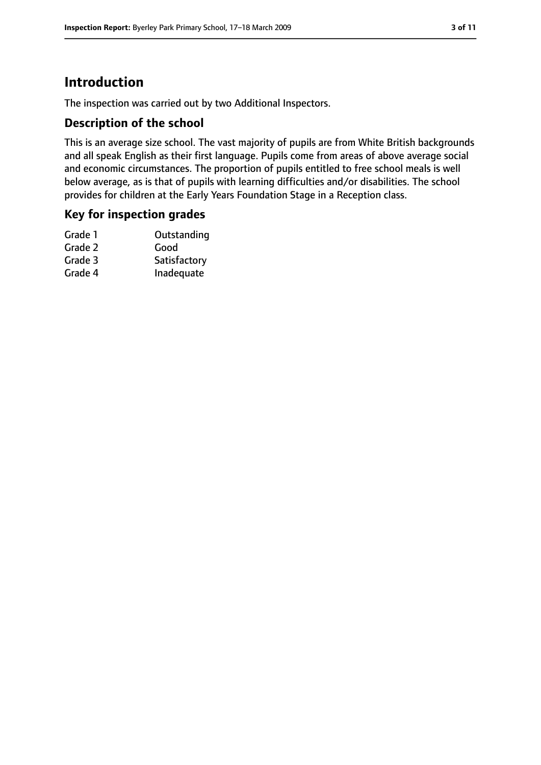# Introduction

The inspection was carried out by two Additional Inspectors.

## Description of the school

This is an average size school. The vast majority of pupils are from White British backgrounds and all speak English as their first language. Pupils come from areas of above average social and economic circumstances. The proportion of pupils entitled to free school meals is well below average, as is that of pupils with learning difficulties and/or disabilities. The school provides for children at the Early Years Foundation Stage in a Reception class.

## Key for inspection grades

| | |
|---|---|
| Grade 1 | Outstanding |
| Grade 2 | Good |
| Grade 3 | Satisfactory |
| Grade 4 | Inadequate |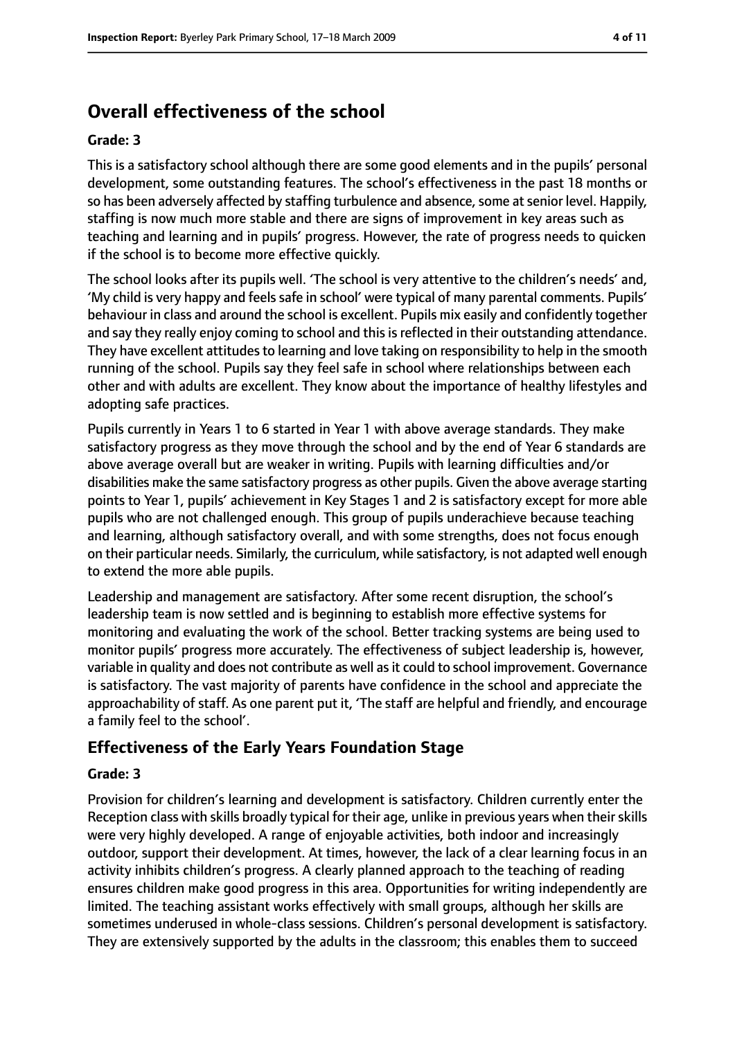# Overall effectiveness of the school

**Grade: 3**

This is a satisfactory school although there are some good elements and in the pupils' personal development, some outstanding features. The school's effectiveness in the past 18 months or so has been adversely affected by staffing turbulence and absence, some at senior level. Happily, staffing is now much more stable and there are signs of improvement in key areas such as teaching and learning and in pupils' progress. However, the rate of progress needs to quicken if the school is to become more effective quickly.

The school looks after its pupils well. 'The school is very attentive to the children's needs' and, 'My child is very happy and feels safe in school' were typical of many parental comments. Pupils' behaviour in class and around the school is excellent. Pupils mix easily and confidently together and say they really enjoy coming to school and this is reflected in their outstanding attendance. They have excellent attitudes to learning and love taking on responsibility to help in the smooth running of the school. Pupils say they feel safe in school where relationships between each other and with adults are excellent. They know about the importance of healthy lifestyles and adopting safe practices.

Pupils currently in Years 1 to 6 started in Year 1 with above average standards. They make satisfactory progress as they move through the school and by the end of Year 6 standards are above average overall but are weaker in writing. Pupils with learning difficulties and/or disabilities make the same satisfactory progress as other pupils. Given the above average starting points to Year 1, pupils' achievement in Key Stages 1 and 2 is satisfactory except for more able pupils who are not challenged enough. This group of pupils underachieve because teaching and learning, although satisfactory overall, and with some strengths, does not focus enough on their particular needs. Similarly, the curriculum, while satisfactory, is not adapted well enough to extend the more able pupils.

Leadership and management are satisfactory. After some recent disruption, the school's leadership team is now settled and is beginning to establish more effective systems for monitoring and evaluating the work of the school. Better tracking systems are being used to monitor pupils' progress more accurately. The effectiveness of subject leadership is, however, variable in quality and does not contribute as well as it could to school improvement. Governance is satisfactory. The vast majority of parents have confidence in the school and appreciate the approachability of staff. As one parent put it, 'The staff are helpful and friendly, and encourage a family feel to the school'.

## Effectiveness of the Early Years Foundation Stage

**Grade: 3**

Provision for children's learning and development is satisfactory. Children currently enter the Reception class with skills broadly typical for their age, unlike in previous years when their skills were very highly developed. A range of enjoyable activities, both indoor and increasingly outdoor, support their development. At times, however, the lack of a clear learning focus in an activity inhibits children's progress. A clearly planned approach to the teaching of reading ensures children make good progress in this area. Opportunities for writing independently are limited. The teaching assistant works effectively with small groups, although her skills are sometimes underused in whole-class sessions. Children's personal development is satisfactory. They are extensively supported by the adults in the classroom; this enables them to succeed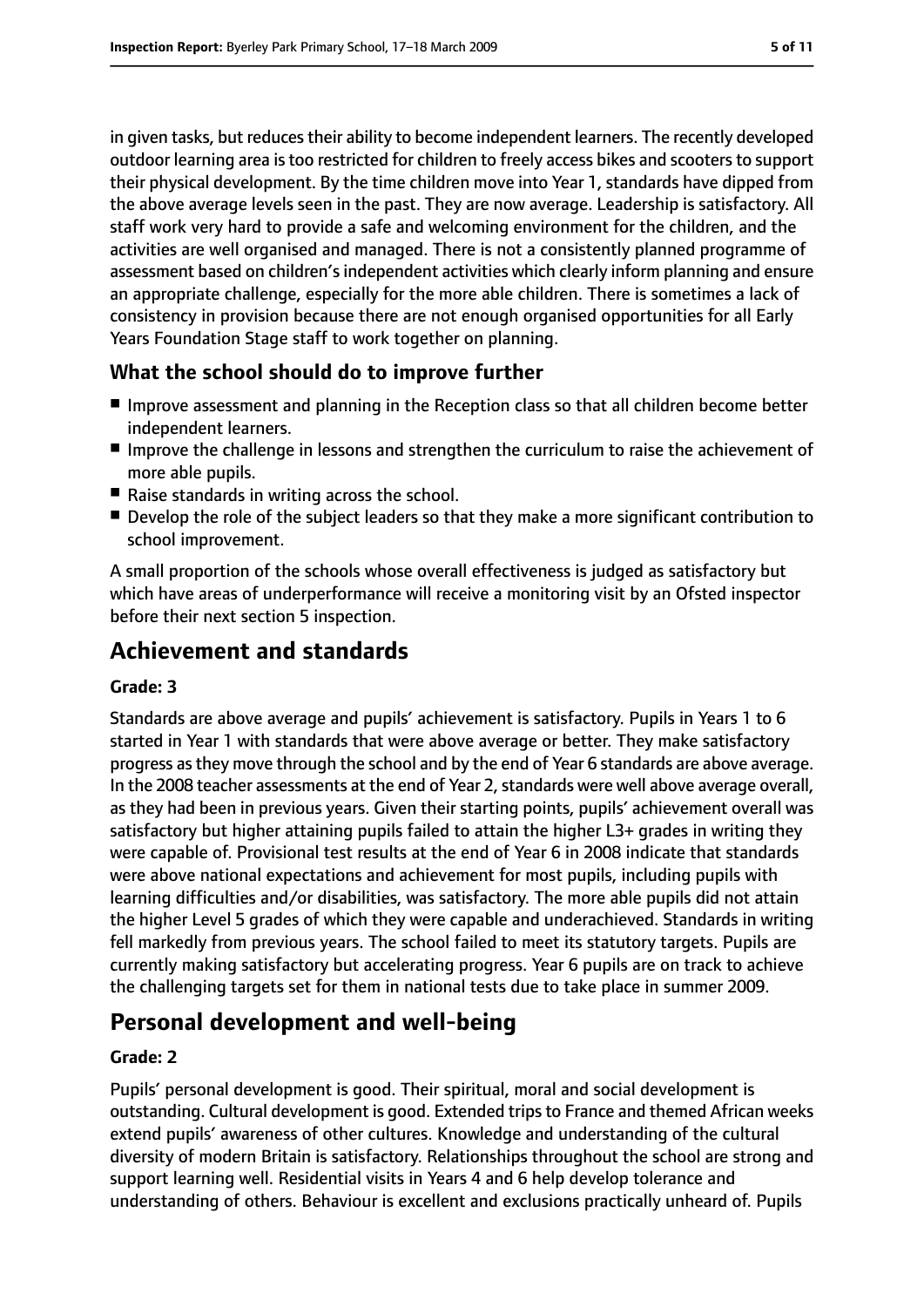in given tasks, but reduces their ability to become independent learners. The recently developed outdoor learning area is too restricted for children to freely access bikes and scooters to support their physical development. By the time children move into Year 1, standards have dipped from the above average levels seen in the past. They are now average. Leadership is satisfactory. All staff work very hard to provide a safe and welcoming environment for the children, and the activities are well organised and managed. There is not a consistently planned programme of assessment based on children's independent activities which clearly inform planning and ensure an appropriate challenge, especially for the more able children. There is sometimes a lack of consistency in provision because there are not enough organised opportunities for all Early Years Foundation Stage staff to work together on planning.

### What the school should do to improve further

- Improve assessment and planning in the Reception class so that all children become better independent learners.
- Improve the challenge in lessons and strengthen the curriculum to raise the achievement of more able pupils.
- Raise standards in writing across the school.
- Develop the role of the subject leaders so that they make a more significant contribution to school improvement.

A small proportion of the schools whose overall effectiveness is judged as satisfactory but which have areas of underperformance will receive a monitoring visit by an Ofsted inspector before their next section 5 inspection.

## Achievement and standards

#### Grade: 3

Standards are above average and pupils' achievement is satisfactory. Pupils in Years 1 to 6 started in Year 1 with standards that were above average or better. They make satisfactory progress as they move through the school and by the end of Year 6 standards are above average. In the 2008 teacher assessments at the end of Year 2, standards were well above average overall, as they had been in previous years. Given their starting points, pupils' achievement overall was satisfactory but higher attaining pupils failed to attain the higher L3+ grades in writing they were capable of. Provisional test results at the end of Year 6 in 2008 indicate that standards were above national expectations and achievement for most pupils, including pupils with learning difficulties and/or disabilities, was satisfactory. The more able pupils did not attain the higher Level 5 grades of which they were capable and underachieved. Standards in writing fell markedly from previous years. The school failed to meet its statutory targets. Pupils are currently making satisfactory but accelerating progress. Year 6 pupils are on track to achieve the challenging targets set for them in national tests due to take place in summer 2009.

## Personal development and well-being

#### Grade: 2

Pupils' personal development is good. Their spiritual, moral and social development is outstanding. Cultural development is good. Extended trips to France and themed African weeks extend pupils' awareness of other cultures. Knowledge and understanding of the cultural diversity of modern Britain is satisfactory. Relationships throughout the school are strong and support learning well. Residential visits in Years 4 and 6 help develop tolerance and understanding of others. Behaviour is excellent and exclusions practically unheard of. Pupils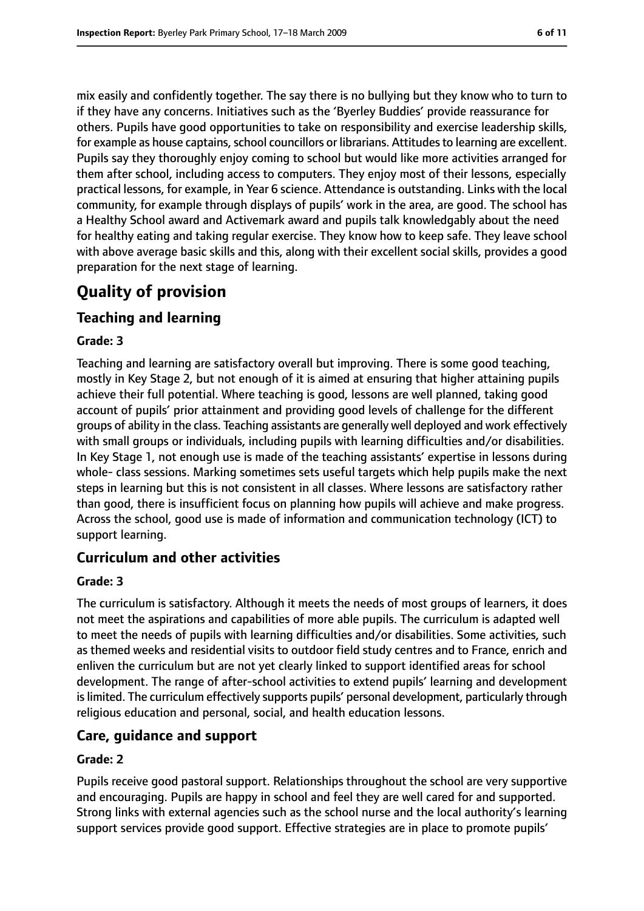mix easily and confidently together. The say there is no bullying but they know who to turn to if they have any concerns. Initiatives such as the 'Byerley Buddies' provide reassurance for others. Pupils have good opportunities to take on responsibility and exercise leadership skills, for example as house captains, school councillors or librarians. Attitudes to learning are excellent. Pupils say they thoroughly enjoy coming to school but would like more activities arranged for them after school, including access to computers. They enjoy most of their lessons, especially practical lessons, for example, in Year 6 science. Attendance is outstanding. Links with the local community, for example through displays of pupils' work in the area, are good. The school has a Healthy School award and Activemark award and pupils talk knowledgably about the need for healthy eating and taking regular exercise. They know how to keep safe. They leave school with above average basic skills and this, along with their excellent social skills, provides a good preparation for the next stage of learning.

# Quality of provision

## Teaching and learning

### Grade: 3

Teaching and learning are satisfactory overall but improving. There is some good teaching, mostly in Key Stage 2, but not enough of it is aimed at ensuring that higher attaining pupils achieve their full potential. Where teaching is good, lessons are well planned, taking good account of pupils' prior attainment and providing good levels of challenge for the different groups of ability in the class. Teaching assistants are generally well deployed and work effectively with small groups or individuals, including pupils with learning difficulties and/or disabilities. In Key Stage 1, not enough use is made of the teaching assistants' expertise in lessons during whole- class sessions. Marking sometimes sets useful targets which help pupils make the next steps in learning but this is not consistent in all classes. Where lessons are satisfactory rather than good, there is insufficient focus on planning how pupils will achieve and make progress. Across the school, good use is made of information and communication technology (ICT) to support learning.

## Curriculum and other activities

### Grade: 3

The curriculum is satisfactory. Although it meets the needs of most groups of learners, it does not meet the aspirations and capabilities of more able pupils. The curriculum is adapted well to meet the needs of pupils with learning difficulties and/or disabilities. Some activities, such as themed weeks and residential visits to outdoor field study centres and to France, enrich and enliven the curriculum but are not yet clearly linked to support identified areas for school development. The range of after-school activities to extend pupils' learning and development is limited. The curriculum effectively supports pupils' personal development, particularly through religious education and personal, social, and health education lessons.

## Care, guidance and support

### Grade: 2

Pupils receive good pastoral support. Relationships throughout the school are very supportive and encouraging. Pupils are happy in school and feel they are well cared for and supported. Strong links with external agencies such as the school nurse and the local authority's learning support services provide good support. Effective strategies are in place to promote pupils'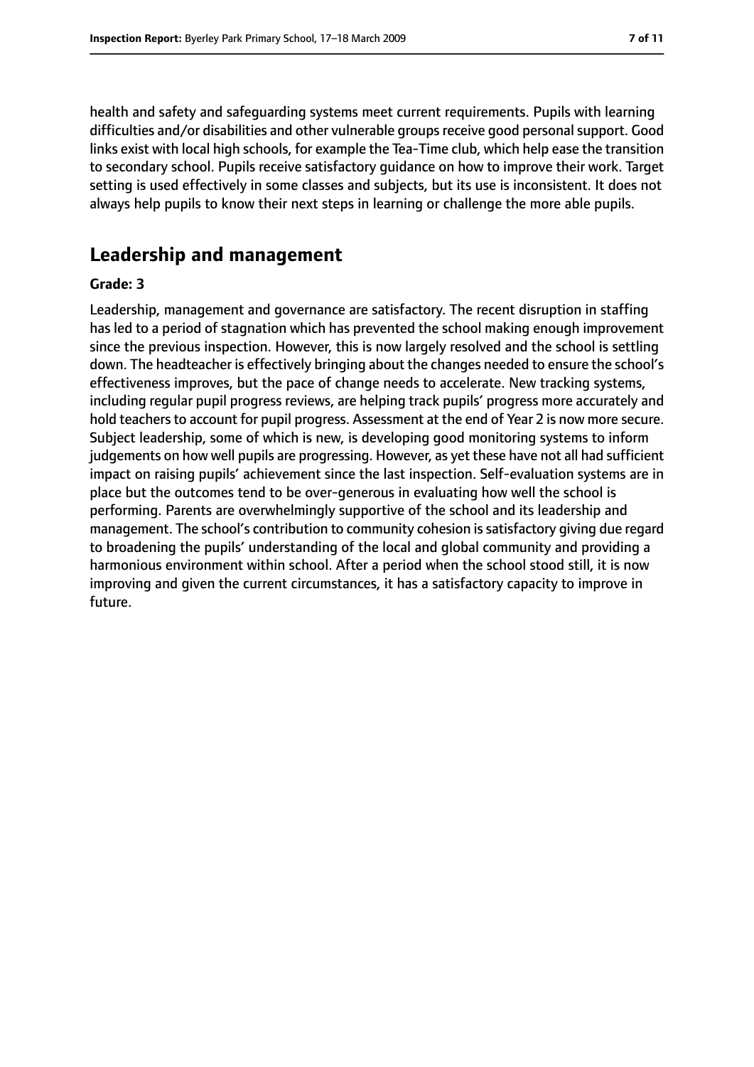health and safety and safeguarding systems meet current requirements. Pupils with learning difficulties and/or disabilities and other vulnerable groups receive good personal support. Good links exist with local high schools, for example the Tea-Time club, which help ease the transition to secondary school. Pupils receive satisfactory guidance on how to improve their work. Target setting is used effectively in some classes and subjects, but its use is inconsistent. It does not always help pupils to know their next steps in learning or challenge the more able pupils.

## Leadership and management

**Grade: 3**

Leadership, management and governance are satisfactory. The recent disruption in staffing has led to a period of stagnation which has prevented the school making enough improvement since the previous inspection. However, this is now largely resolved and the school is settling down. The headteacher is effectively bringing about the changes needed to ensure the school's effectiveness improves, but the pace of change needs to accelerate. New tracking systems, including regular pupil progress reviews, are helping track pupils' progress more accurately and hold teachers to account for pupil progress. Assessment at the end of Year 2 is now more secure. Subject leadership, some of which is new, is developing good monitoring systems to inform judgements on how well pupils are progressing. However, as yet these have not all had sufficient impact on raising pupils' achievement since the last inspection. Self-evaluation systems are in place but the outcomes tend to be over-generous in evaluating how well the school is performing. Parents are overwhelmingly supportive of the school and its leadership and management. The school's contribution to community cohesion is satisfactory giving due regard to broadening the pupils' understanding of the local and global community and providing a harmonious environment within school. After a period when the school stood still, it is now improving and given the current circumstances, it has a satisfactory capacity to improve in future.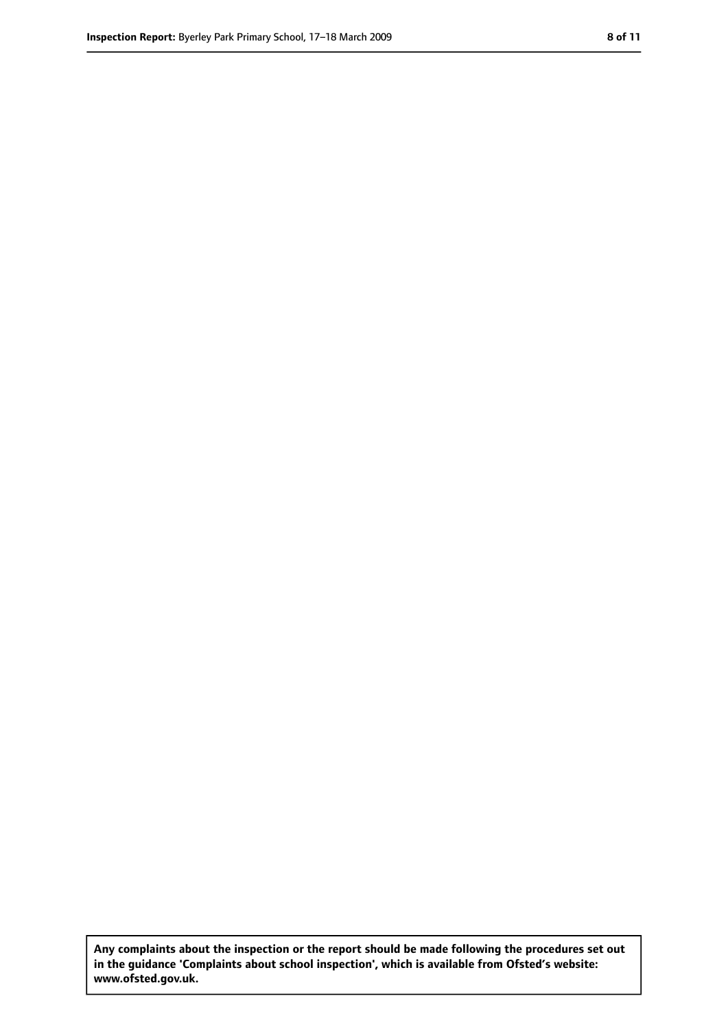**Any complaints about the inspection or the report should be made following the procedures set out in the guidance 'Complaints about school inspection', which is available from Ofsted's website: www.ofsted.gov.uk.**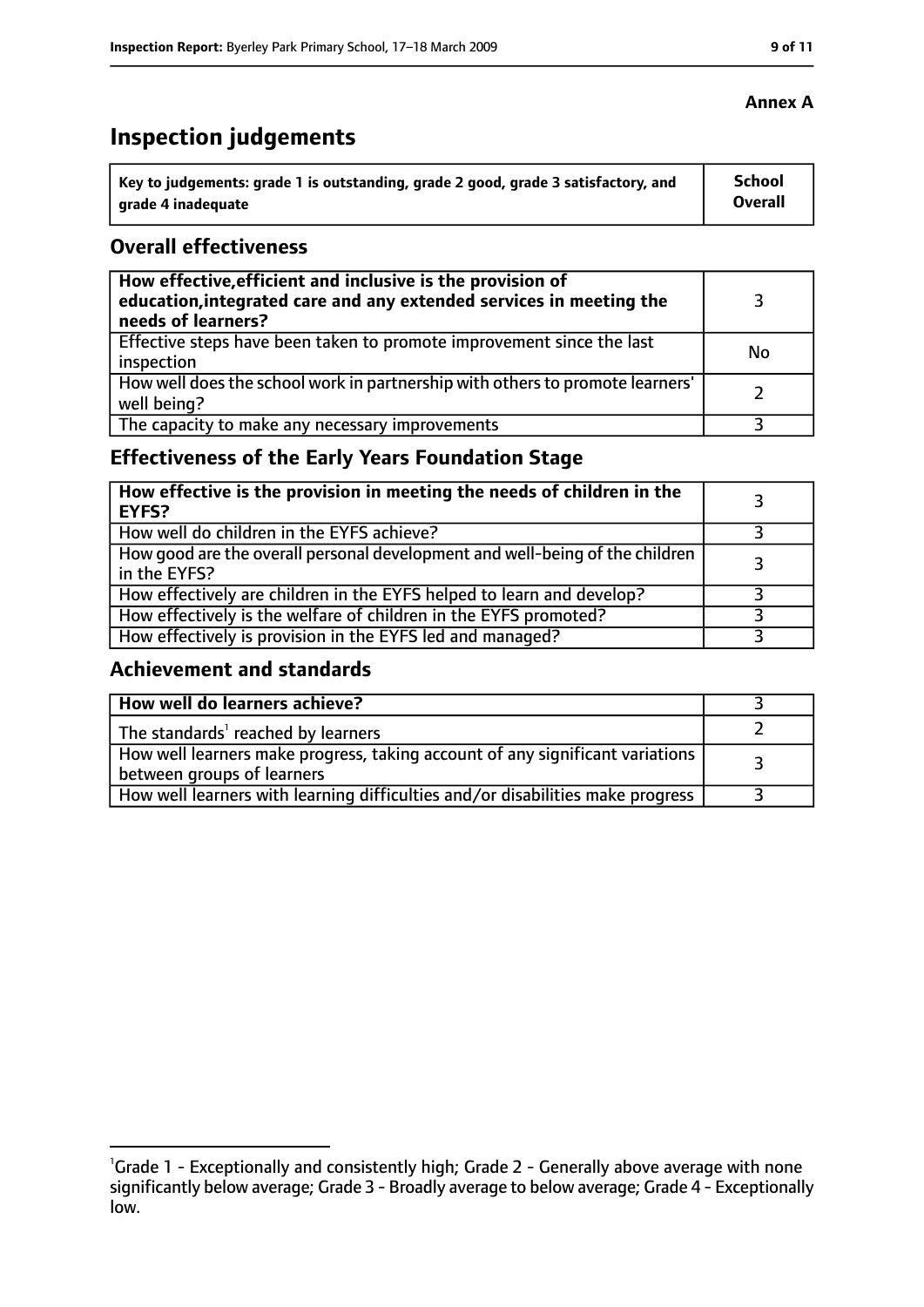**Annex A**

# Inspection judgements

| Key to judgements: grade 1 is outstanding, grade 2 good, grade 3 satisfactory, and grade 4 inadequate | School Overall |
|---|---|

## Overall effectiveness

| | |
|---|---|
| **How effective, efficient and inclusive is the provision of education, integrated care and any extended services in meeting the needs of learners?** | 3 |
| Effective steps have been taken to promote improvement since the last inspection | No |
| How well does the school work in partnership with others to promote learners' well being? | 2 |
| The capacity to make any necessary improvements | 3 |

## Effectiveness of the Early Years Foundation Stage

| | |
|---|---|
| **How effective is the provision in meeting the needs of children in the EYFS?** | 3 |
| How well do children in the EYFS achieve? | 3 |
| How good are the overall personal development and well-being of the children in the EYFS? | 3 |
| How effectively are children in the EYFS helped to learn and develop? | 3 |
| How effectively is the welfare of children in the EYFS promoted? | 3 |
| How effectively is provision in the EYFS led and managed? | 3 |

## Achievement and standards

| | |
|---|---|
| **How well do learners achieve?** | 3 |
| The standards[1] reached by learners | 2 |
| How well learners make progress, taking account of any significant variations between groups of learners | 3 |
| How well learners with learning difficulties and/or disabilities make progress | 3 |

[1]Grade 1 - Exceptionally and consistently high; Grade 2 - Generally above average with none significantly below average; Grade 3 - Broadly average to below average; Grade 4 - Exceptionally low.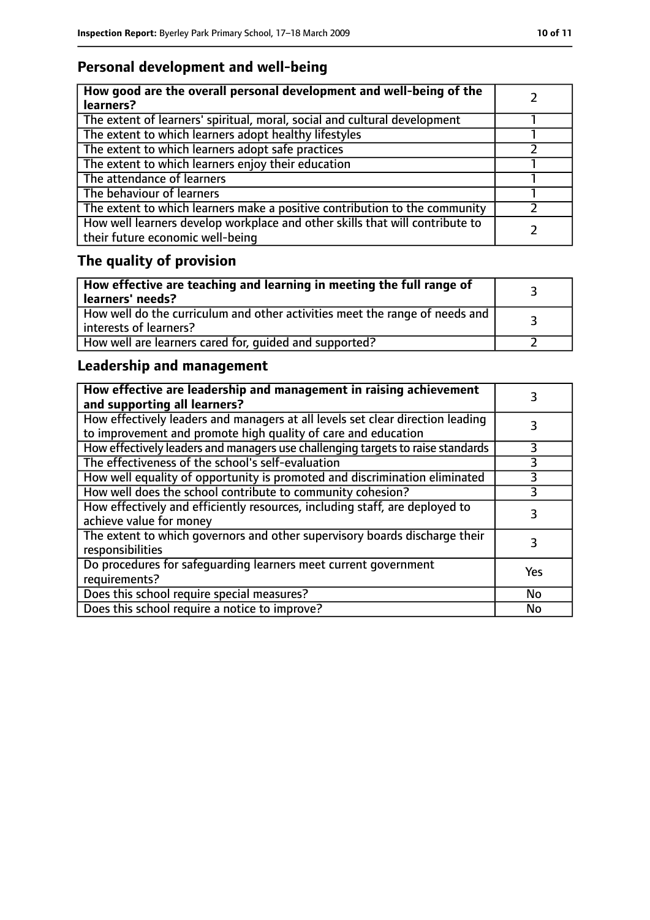## Personal development and well-being

| How good are the overall personal development and well-being of the learners? | 2 |
|---|---|
| The extent of learners' spiritual, moral, social and cultural development | 1 |
| The extent to which learners adopt healthy lifestyles | 1 |
| The extent to which learners adopt safe practices | 2 |
| The extent to which learners enjoy their education | 1 |
| The attendance of learners | 1 |
| The behaviour of learners | 1 |
| The extent to which learners make a positive contribution to the community | 2 |
| How well learners develop workplace and other skills that will contribute to their future economic well-being | 2 |

## The quality of provision

| How effective are teaching and learning in meeting the full range of learners' needs? | 3 |
|---|---|
| How well do the curriculum and other activities meet the range of needs and interests of learners? | 3 |
| How well are learners cared for, guided and supported? | 2 |

## Leadership and management

| How effective are leadership and management in raising achievement and supporting all learners? | 3 |
|---|---|
| How effectively leaders and managers at all levels set clear direction leading to improvement and promote high quality of care and education | 3 |
| How effectively leaders and managers use challenging targets to raise standards | 3 |
| The effectiveness of the school's self-evaluation | 3 |
| How well equality of opportunity is promoted and discrimination eliminated | 3 |
| How well does the school contribute to community cohesion? | 3 |
| How effectively and efficiently resources, including staff, are deployed to achieve value for money | 3 |
| The extent to which governors and other supervisory boards discharge their responsibilities | 3 |
| Do procedures for safeguarding learners meet current government requirements? | Yes |
| Does this school require special measures? | No |
| Does this school require a notice to improve? | No |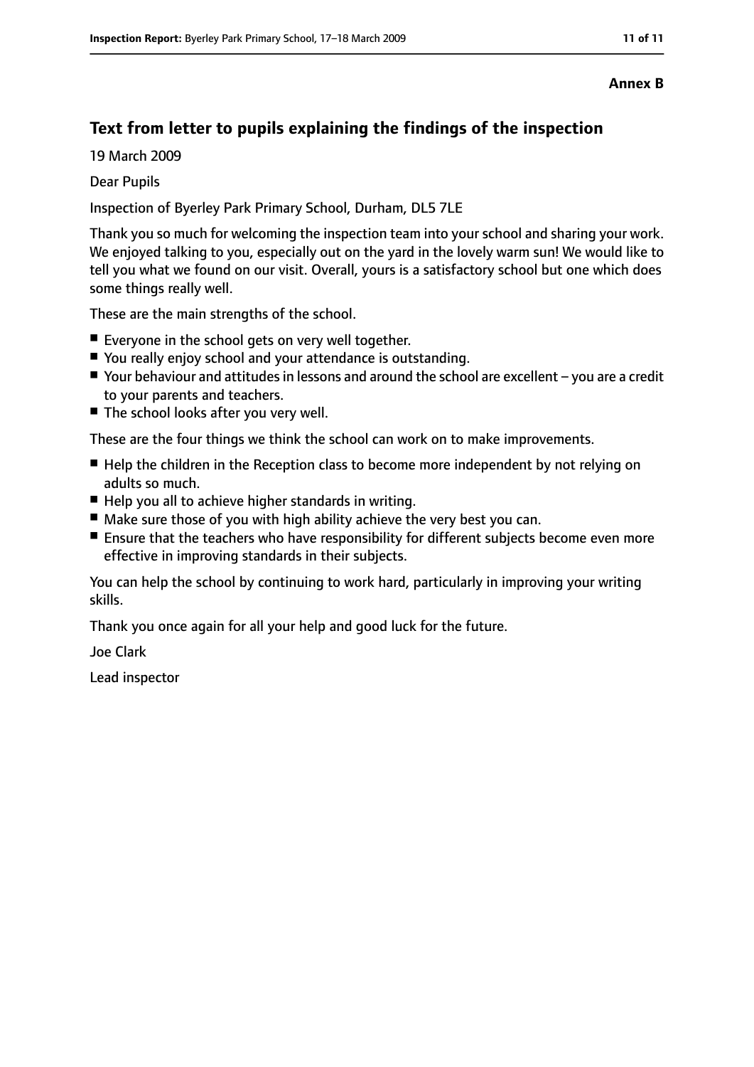**Annex B**

## Text from letter to pupils explaining the findings of the inspection

19 March 2009

Dear Pupils

Inspection of Byerley Park Primary School, Durham, DL5 7LE

Thank you so much for welcoming the inspection team into your school and sharing your work. We enjoyed talking to you, especially out on the yard in the lovely warm sun! We would like to tell you what we found on our visit. Overall, yours is a satisfactory school but one which does some things really well.

These are the main strengths of the school.

- Everyone in the school gets on very well together.
- You really enjoy school and your attendance is outstanding.
- Your behaviour and attitudes in lessons and around the school are excellent – you are a credit to your parents and teachers.
- The school looks after you very well.

These are the four things we think the school can work on to make improvements.

- Help the children in the Reception class to become more independent by not relying on adults so much.
- Help you all to achieve higher standards in writing.
- Make sure those of you with high ability achieve the very best you can.
- Ensure that the teachers who have responsibility for different subjects become even more effective in improving standards in their subjects.

You can help the school by continuing to work hard, particularly in improving your writing skills.

Thank you once again for all your help and good luck for the future.

Joe Clark

Lead inspector